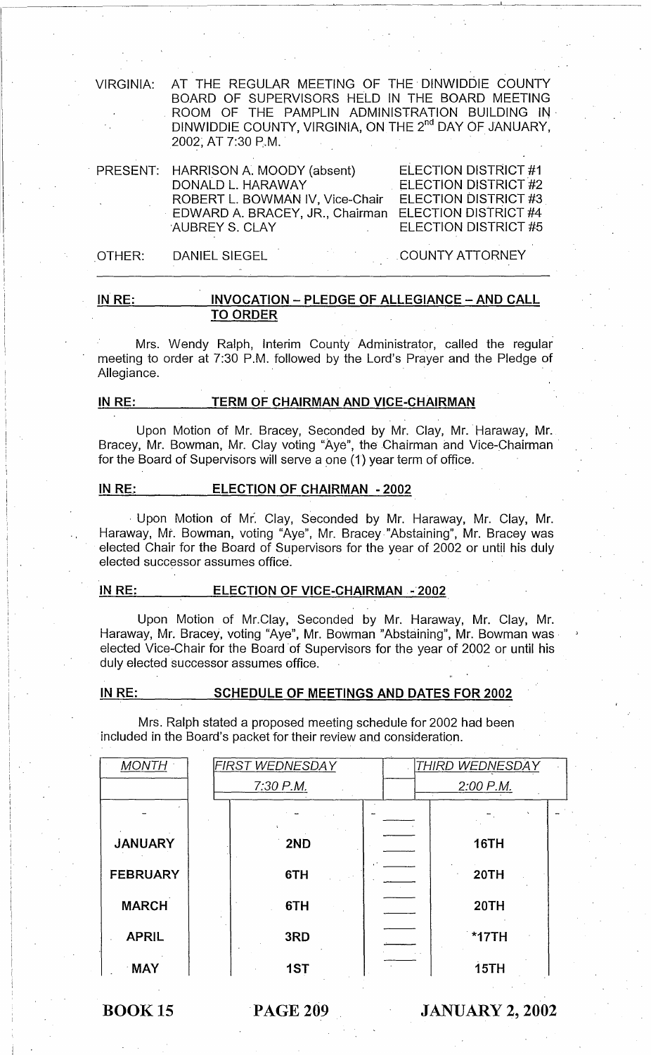VIRGINIA: AT THE REGULAR MEETING OF THE DINWIDDIE COUNTY BOARD OF SUPERVISORS HELD IN THE BOARD MEETING ROOM OF THE PAMPLIN ADMINISTRATION BUILDING IN DINWIDDIE COUNTY, VIRGINIA, ON THE 2nd DAY OF JANUARY, 2002, AT 7:30 P.M.

| PRESENT: | HARRISON A. MOODY (absent) | ELECTION DISTRICT #1 |
|---|---|---|
| | DONALD L. HARAWAY | ELECTION DISTRICT #2 |
| | ROBERT L. BOWMAN IV, Vice-Chair | ELECTION DISTRICT #3 |
| | EDWARD A. BRACEY, JR., Chairman | ELECTION DISTRICT #4 |
| | AUBREY S. CLAY | ELECTION DISTRICT #5 |
| OTHER: | DANIEL SIEGEL | COUNTY ATTORNEY |

**IN RE: INVOCATION – PLEDGE OF ALLEGIANCE – AND CALL TO ORDER**

Mrs. Wendy Ralph, Interim County Administrator, called the regular meeting to order at 7:30 P.M. followed by the Lord's Prayer and the Pledge of Allegiance.

**IN RE: TERM OF CHAIRMAN AND VICE-CHAIRMAN**

Upon Motion of Mr. Bracey, Seconded by Mr. Clay, Mr. Haraway, Mr. Bracey, Mr. Bowman, Mr. Clay voting "Aye", the Chairman and Vice-Chairman for the Board of Supervisors will serve a one (1) year term of office.

**IN RE: ELECTION OF CHAIRMAN - 2002**

Upon Motion of Mr. Clay, Seconded by Mr. Haraway, Mr. Clay, Mr. Haraway, Mr. Bowman, voting "Aye", Mr. Bracey "Abstaining", Mr. Bracey was elected Chair for the Board of Supervisors for the year of 2002 or until his duly elected successor assumes office.

**IN RE: ELECTION OF VICE-CHAIRMAN - 2002**

Upon Motion of Mr.Clay, Seconded by Mr. Haraway, Mr. Clay, Mr. Haraway, Mr. Bracey, voting "Aye", Mr. Bowman "Abstaining", Mr. Bowman was elected Vice-Chair for the Board of Supervisors for the year of 2002 or until his duly elected successor assumes office.

**IN RE: SCHEDULE OF MEETINGS AND DATES FOR 2002**

Mrs. Ralph stated a proposed meeting schedule for 2002 had been included in the Board's packet for their review and consideration.

| *MONTH* | *FIRST WEDNESDAY* *7:30 P.M.* | *THIRD WEDNESDAY* *2:00 P.M.* |
|---|---|---|
| - | - | - |
| **JANUARY** | **2ND** | **16TH** |
| **FEBRUARY** | **6TH** | **20TH** |
| **MARCH** | **6TH** | **20TH** |
| **APRIL** | **3RD** | ***17TH** |
| **MAY** | **1ST** | **15TH** |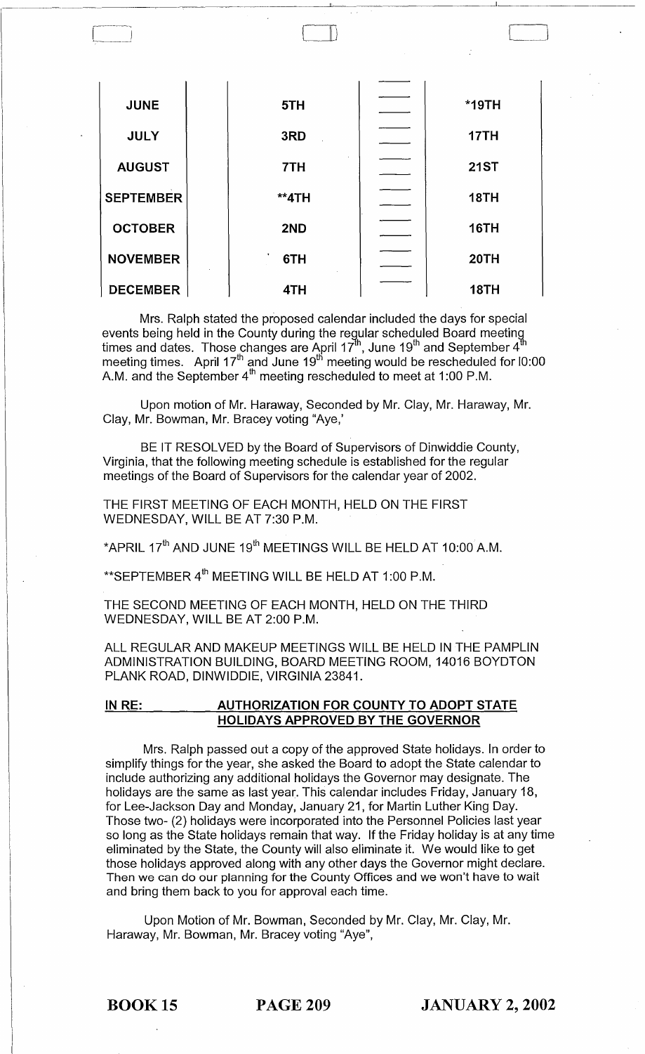| | | | |
|---|---|---|---|
| JUNE | 5TH | | *19TH |
| JULY | 3RD | | 17TH |
| AUGUST | 7TH | | 21ST |
| SEPTEMBER | **4TH | | 18TH |
| OCTOBER | 2ND | | 16TH |
| NOVEMBER | 6TH | | 20TH |
| DECEMBER | 4TH | | 18TH |

Mrs. Ralph stated the proposed calendar included the days for special events being held in the County during the regular scheduled Board meeting times and dates. Those changes are April 17th, June 19th and September 4th meeting times. April 17th and June 19th meeting would be rescheduled for 10:00 A.M. and the September 4th meeting rescheduled to meet at 1:00 P.M.

Upon motion of Mr. Haraway, Seconded by Mr. Clay, Mr. Haraway, Mr. Clay, Mr. Bowman, Mr. Bracey voting "Aye,'

BE IT RESOLVED by the Board of Supervisors of Dinwiddie County, Virginia, that the following meeting schedule is established for the regular meetings of the Board of Supervisors for the calendar year of 2002.

THE FIRST MEETING OF EACH MONTH, HELD ON THE FIRST WEDNESDAY, WILL BE AT 7:30 P.M.

*APRIL 17th AND JUNE 19th MEETINGS WILL BE HELD AT 10:00 A.M.

**SEPTEMBER 4th MEETING WILL BE HELD AT 1:00 P.M.

THE SECOND MEETING OF EACH MONTH, HELD ON THE THIRD WEDNESDAY, WILL BE AT 2:00 P.M.

ALL REGULAR AND MAKEUP MEETINGS WILL BE HELD IN THE PAMPLIN ADMINISTRATION BUILDING, BOARD MEETING ROOM, 14016 BOYDTON PLANK ROAD, DINWIDDIE, VIRGINIA 23841.

**IN RE: AUTHORIZATION FOR COUNTY TO ADOPT STATE HOLIDAYS APPROVED BY THE GOVERNOR**

Mrs. Ralph passed out a copy of the approved State holidays. In order to simplify things for the year, she asked the Board to adopt the State calendar to include authorizing any additional holidays the Governor may designate. The holidays are the same as last year. This calendar includes Friday, January 18, for Lee-Jackson Day and Monday, January 21, for Martin Luther King Day. Those two- (2) holidays were incorporated into the Personnel Policies last year so long as the State holidays remain that way. If the Friday holiday is at any time eliminated by the State, the County will also eliminate it. We would like to get those holidays approved along with any other days the Governor might declare. Then we can do our planning for the County Offices and we won't have to wait and bring them back to you for approval each time.

Upon Motion of Mr. Bowman, Seconded by Mr. Clay, Mr. Clay, Mr. Haraway, Mr. Bowman, Mr. Bracey voting "Aye",

BOOK 15 PAGE 209 JANUARY 2, 2002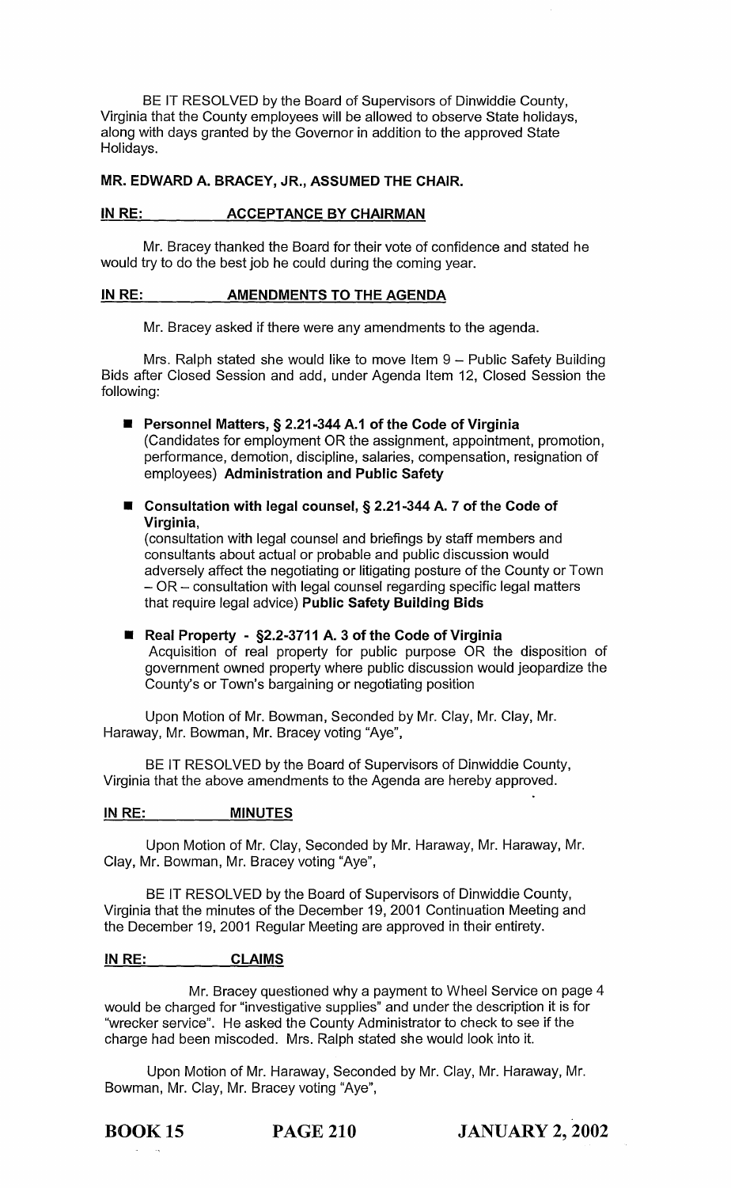BE IT RESOLVED by the Board of Supervisors of Dinwiddie County, Virginia that the County employees will be allowed to observe State holidays, along with days granted by the Governor in addition to the approved State Holidays.

**MR. EDWARD A. BRACEY, JR., ASSUMED THE CHAIR.**

**IN RE: ACCEPTANCE BY CHAIRMAN**

Mr. Bracey thanked the Board for their vote of confidence and stated he would try to do the best job he could during the coming year.

**IN RE: AMENDMENTS TO THE AGENDA**

Mr. Bracey asked if there were any amendments to the agenda.

Mrs. Ralph stated she would like to move Item 9 – Public Safety Building Bids after Closed Session and add, under Agenda Item 12, Closed Session the following:

- **Personnel Matters, § 2.21-344 A.1 of the Code of Virginia**
  (Candidates for employment OR the assignment, appointment, promotion, performance, demotion, discipline, salaries, compensation, resignation of employees) **Administration and Public Safety**

- **Consultation with legal counsel, § 2.21-344 A. 7 of the Code of Virginia,**
  (consultation with legal counsel and briefings by staff members and consultants about actual or probable and public discussion would adversely affect the negotiating or litigating posture of the County or Town – OR – consultation with legal counsel regarding specific legal matters that require legal advice) **Public Safety Building Bids**

- **Real Property - §2.2-3711 A. 3 of the Code of Virginia**
  Acquisition of real property for public purpose OR the disposition of government owned property where public discussion would jeopardize the County's or Town's bargaining or negotiating position

Upon Motion of Mr. Bowman, Seconded by Mr. Clay, Mr. Clay, Mr. Haraway, Mr. Bowman, Mr. Bracey voting "Aye",

BE IT RESOLVED by the Board of Supervisors of Dinwiddie County, Virginia that the above amendments to the Agenda are hereby approved.

**IN RE: MINUTES**

Upon Motion of Mr. Clay, Seconded by Mr. Haraway, Mr. Haraway, Mr. Clay, Mr. Bowman, Mr. Bracey voting "Aye",

BE IT RESOLVED by the Board of Supervisors of Dinwiddie County, Virginia that the minutes of the December 19, 2001 Continuation Meeting and the December 19, 2001 Regular Meeting are approved in their entirety.

**IN RE: CLAIMS**

Mr. Bracey questioned why a payment to Wheel Service on page 4 would be charged for "investigative supplies" and under the description it is for "wrecker service". He asked the County Administrator to check to see if the charge had been miscoded. Mrs. Ralph stated she would look into it.

Upon Motion of Mr. Haraway, Seconded by Mr. Clay, Mr. Haraway, Mr. Bowman, Mr. Clay, Mr. Bracey voting "Aye",

**BOOK 15 PAGE 210 JANUARY 2, 2002**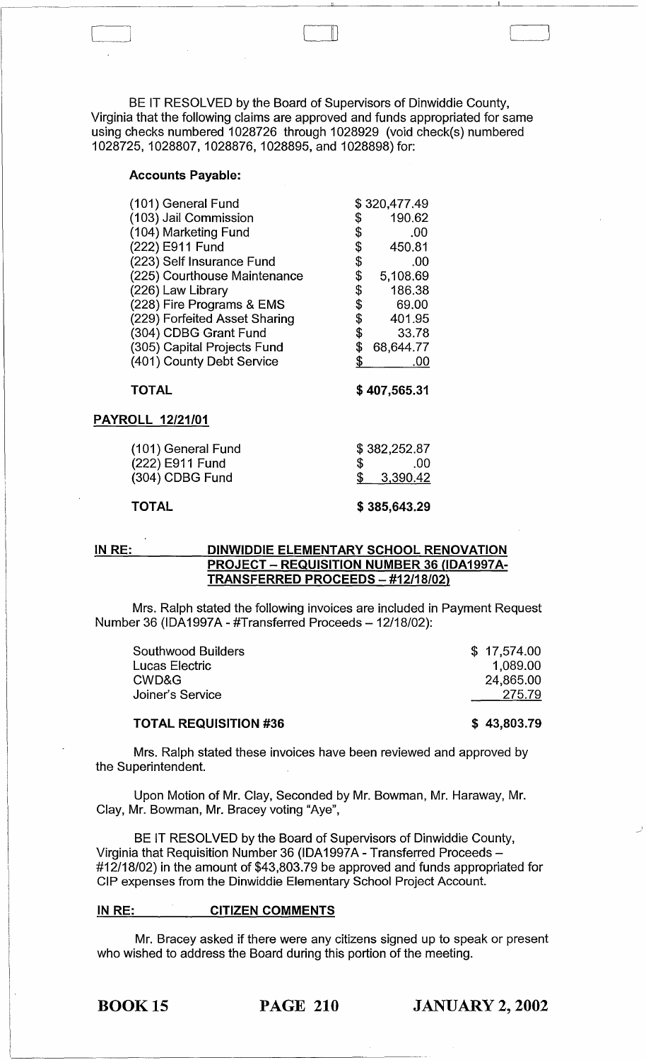BE IT RESOLVED by the Board of Supervisors of Dinwiddie County, Virginia that the following claims are approved and funds appropriated for same using checks numbered 1028726 through 1028929 (void check(s) numbered 1028725, 1028807, 1028876, 1028895, and 1028898) for:

**Accounts Payable:**

| | |
|---|---|
| (101) General Fund | $ 320,477.49 |
| (103) Jail Commission | $ 190.62 |
| (104) Marketing Fund | $ .00 |
| (222) E911 Fund | $ 450.81 |
| (223) Self Insurance Fund | $ .00 |
| (225) Courthouse Maintenance | $ 5,108.69 |
| (226) Law Library | $ 186.38 |
| (228) Fire Programs & EMS | $ 69.00 |
| (229) Forfeited Asset Sharing | $ 401.95 |
| (304) CDBG Grant Fund | $ 33.78 |
| (305) Capital Projects Fund | $ 68,644.77 |
| (401) County Debt Service | $ .00 |
| **TOTAL** | **$ 407,565.31** |

**PAYROLL 12/21/01**

| | |
|---|---|
| (101) General Fund | $ 382,252.87 |
| (222) E911 Fund | $ .00 |
| (304) CDBG Fund | $ 3,390.42 |
| **TOTAL** | **$ 385,643.29** |

**IN RE: DINWIDDIE ELEMENTARY SCHOOL RENOVATION PROJECT – REQUISITION NUMBER 36 (IDA1997A-TRANSFERRED PROCEEDS – #12/18/02)**

Mrs. Ralph stated the following invoices are included in Payment Request Number 36 (IDA1997A - #Transferred Proceeds – 12/18/02):

| | |
|---|---|
| Southwood Builders | $ 17,574.00 |
| Lucas Electric | 1,089.00 |
| CWD&G | 24,865.00 |
| Joiner's Service | 275.79 |
| **TOTAL REQUISITION #36** | **$ 43,803.79** |

Mrs. Ralph stated these invoices have been reviewed and approved by the Superintendent.

Upon Motion of Mr. Clay, Seconded by Mr. Bowman, Mr. Haraway, Mr. Clay, Mr. Bowman, Mr. Bracey voting "Aye",

BE IT RESOLVED by the Board of Supervisors of Dinwiddie County, Virginia that Requisition Number 36 (IDA1997A - Transferred Proceeds – #12/18/02) in the amount of $43,803.79 be approved and funds appropriated for CIP expenses from the Dinwiddie Elementary School Project Account.

**IN RE: CITIZEN COMMENTS**

Mr. Bracey asked if there were any citizens signed up to speak or present who wished to address the Board during this portion of the meeting.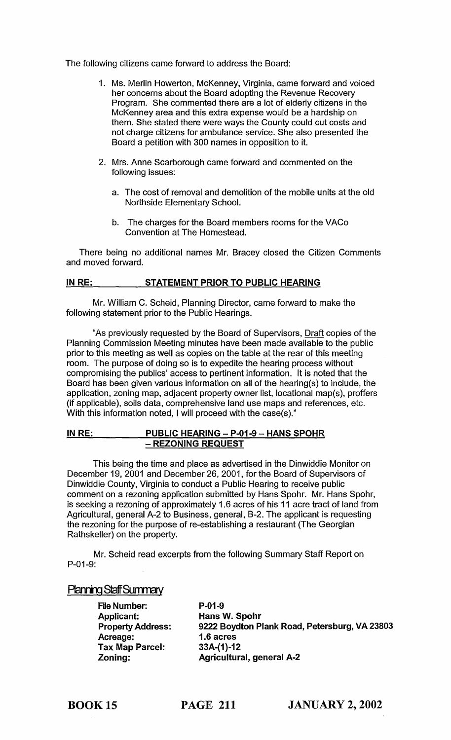The following citizens came forward to address the Board:

1. Ms. Merlin Howerton, McKenney, Virginia, came forward and voiced her concerns about the Board adopting the Revenue Recovery Program. She commented there are a lot of elderly citizens in the McKenney area and this extra expense would be a hardship on them. She stated there were ways the County could cut costs and not charge citizens for ambulance service. She also presented the Board a petition with 300 names in opposition to it.

2. Mrs. Anne Scarborough came forward and commented on the following issues:

   a. The cost of removal and demolition of the mobile units at the old Northside Elementary School.

   b. The charges for the Board members rooms for the VACo Convention at The Homestead.

There being no additional names Mr. Bracey closed the Citizen Comments and moved forward.

## IN RE: STATEMENT PRIOR TO PUBLIC HEARING

Mr. William C. Scheid, Planning Director, came forward to make the following statement prior to the Public Hearings.

"As previously requested by the Board of Supervisors, Draft copies of the Planning Commission Meeting minutes have been made available to the public prior to this meeting as well as copies on the table at the rear of this meeting room. The purpose of doing so is to expedite the hearing process without compromising the publics' access to pertinent information. It is noted that the Board has been given various information on all of the hearing(s) to include, the application, zoning map, adjacent property owner list, locational map(s), proffers (if applicable), soils data, comprehensive land use maps and references, etc. With this information noted, I will proceed with the case(s)."

## IN RE: PUBLIC HEARING – P-01-9 – HANS SPOHR – REZONING REQUEST

This being the time and place as advertised in the Dinwiddie Monitor on December 19, 2001 and December 26, 2001, for the Board of Supervisors of Dinwiddie County, Virginia to conduct a Public Hearing to receive public comment on a rezoning application submitted by Hans Spohr. Mr. Hans Spohr, is seeking a rezoning of approximately 1.6 acres of his 11 acre tract of land from Agricultural, general A-2 to Business, general, B-2. The applicant is requesting the rezoning for the purpose of re-establishing a restaurant (The Georgian Rathskeller) on the property.

Mr. Scheid read excerpts from the following Summary Staff Report on P-01-9:

### Planning Staff Summary

| | |
|---|---|
| **File Number:** | **P-01-9** |
| **Applicant:** | **Hans W. Spohr** |
| **Property Address:** | **9222 Boydton Plank Road, Petersburg, VA 23803** |
| **Acreage:** | **1.6 acres** |
| **Tax Map Parcel:** | **33A-(1)-12** |
| **Zoning:** | **Agricultural, general A-2** |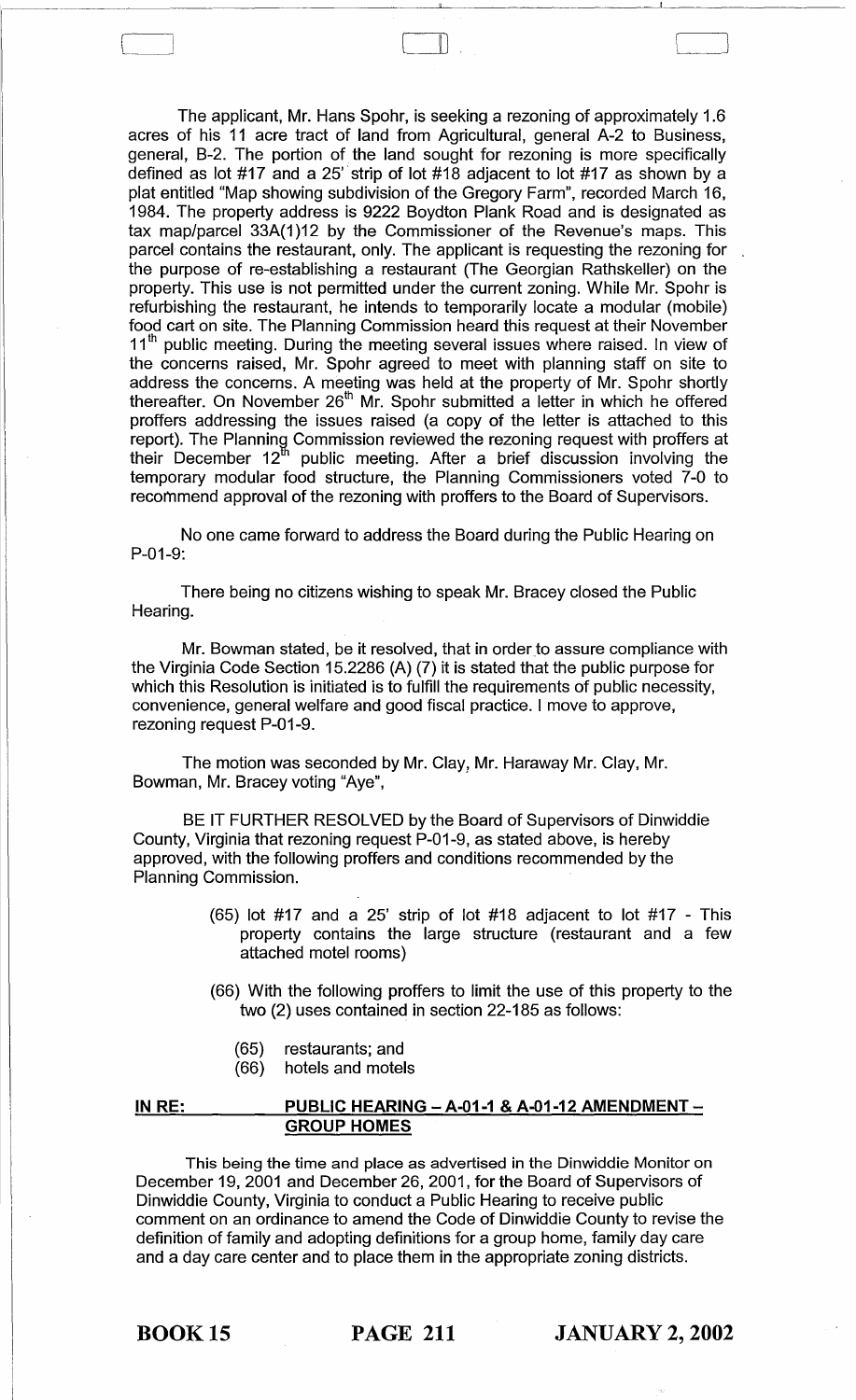The applicant, Mr. Hans Spohr, is seeking a rezoning of approximately 1.6 acres of his 11 acre tract of land from Agricultural, general A-2 to Business, general, B-2. The portion of the land sought for rezoning is more specifically defined as lot #17 and a 25' strip of lot #18 adjacent to lot #17 as shown by a plat entitled "Map showing subdivision of the Gregory Farm", recorded March 16, 1984. The property address is 9222 Boydton Plank Road and is designated as tax map/parcel 33A(1)12 by the Commissioner of the Revenue's maps. This parcel contains the restaurant, only. The applicant is requesting the rezoning for the purpose of re-establishing a restaurant (The Georgian Rathskeller) on the property. This use is not permitted under the current zoning. While Mr. Spohr is refurbishing the restaurant, he intends to temporarily locate a modular (mobile) food cart on site. The Planning Commission heard this request at their November 11th public meeting. During the meeting several issues where raised. In view of the concerns raised, Mr. Spohr agreed to meet with planning staff on site to address the concerns. A meeting was held at the property of Mr. Spohr shortly thereafter. On November 26th Mr. Spohr submitted a letter in which he offered proffers addressing the issues raised (a copy of the letter is attached to this report). The Planning Commission reviewed the rezoning request with proffers at their December 12th public meeting. After a brief discussion involving the temporary modular food structure, the Planning Commissioners voted 7-0 to recommend approval of the rezoning with proffers to the Board of Supervisors.

No one came forward to address the Board during the Public Hearing on P-01-9:

There being no citizens wishing to speak Mr. Bracey closed the Public Hearing.

Mr. Bowman stated, be it resolved, that in order to assure compliance with the Virginia Code Section 15.2286 (A) (7) it is stated that the public purpose for which this Resolution is initiated is to fulfill the requirements of public necessity, convenience, general welfare and good fiscal practice. I move to approve, rezoning request P-01-9.

The motion was seconded by Mr. Clay, Mr. Haraway Mr. Clay, Mr. Bowman, Mr. Bracey voting "Aye",

BE IT FURTHER RESOLVED by the Board of Supervisors of Dinwiddie County, Virginia that rezoning request P-01-9, as stated above, is hereby approved, with the following proffers and conditions recommended by the Planning Commission.

(65) lot #17 and a 25' strip of lot #18 adjacent to lot #17 - This property contains the large structure (restaurant and a few attached motel rooms)

(66) With the following proffers to limit the use of this property to the two (2) uses contained in section 22-185 as follows:

- (65) restaurants; and
- (66) hotels and motels

**IN RE: PUBLIC HEARING – A-01-1 & A-01-12 AMENDMENT – GROUP HOMES**

This being the time and place as advertised in the Dinwiddie Monitor on December 19, 2001 and December 26, 2001, for the Board of Supervisors of Dinwiddie County, Virginia to conduct a Public Hearing to receive public comment on an ordinance to amend the Code of Dinwiddie County to revise the definition of family and adopting definitions for a group home, family day care and a day care center and to place them in the appropriate zoning districts.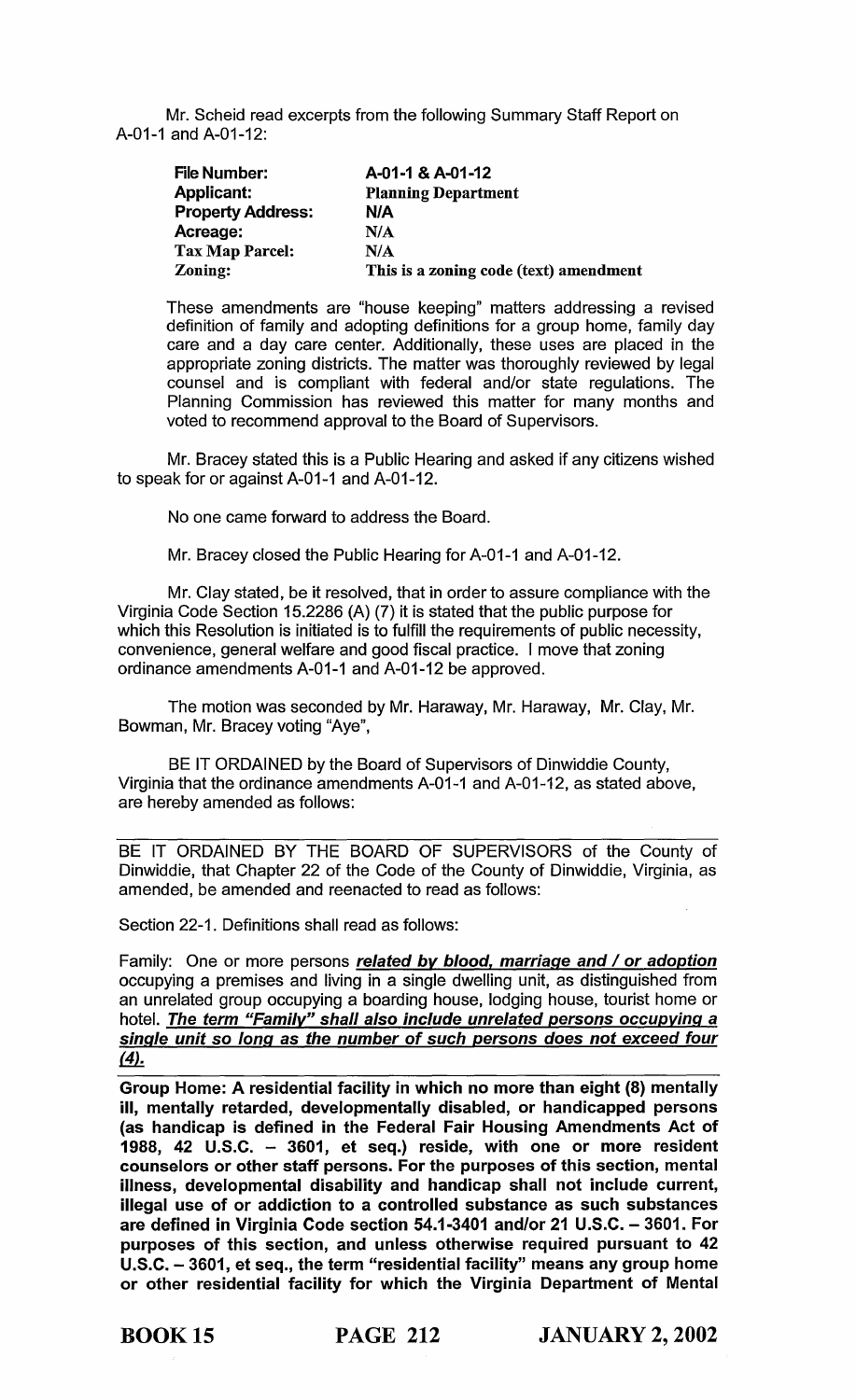Mr. Scheid read excerpts from the following Summary Staff Report on A-01-1 and A-01-12:

| | |
|---|---|
| **File Number:** | **A-01-1 & A-01-12** |
| **Applicant:** | **Planning Department** |
| **Property Address:** | **N/A** |
| **Acreage:** | **N/A** |
| **Tax Map Parcel:** | **N/A** |
| **Zoning:** | **This is a zoning code (text) amendment** |

These amendments are "house keeping" matters addressing a revised definition of family and adopting definitions for a group home, family day care and a day care center. Additionally, these uses are placed in the appropriate zoning districts. The matter was thoroughly reviewed by legal counsel and is compliant with federal and/or state regulations. The Planning Commission has reviewed this matter for many months and voted to recommend approval to the Board of Supervisors.

Mr. Bracey stated this is a Public Hearing and asked if any citizens wished to speak for or against A-01-1 and A-01-12.

No one came forward to address the Board.

Mr. Bracey closed the Public Hearing for A-01-1 and A-01-12.

Mr. Clay stated, be it resolved, that in order to assure compliance with the Virginia Code Section 15.2286 (A) (7) it is stated that the public purpose for which this Resolution is initiated is to fulfill the requirements of public necessity, convenience, general welfare and good fiscal practice. I move that zoning ordinance amendments A-01-1 and A-01-12 be approved.

The motion was seconded by Mr. Haraway, Mr. Haraway, Mr. Clay, Mr. Bowman, Mr. Bracey voting "Aye",

BE IT ORDAINED by the Board of Supervisors of Dinwiddie County, Virginia that the ordinance amendments A-01-1 and A-01-12, as stated above, are hereby amended as follows:

---

BE IT ORDAINED BY THE BOARD OF SUPERVISORS of the County of Dinwiddie, that Chapter 22 of the Code of the County of Dinwiddie, Virginia, as amended, be amended and reenacted to read as follows:

Section 22-1. Definitions shall read as follows:

Family: One or more persons ***related by blood, marriage and / or adoption*** occupying a premises and living in a single dwelling unit, as distinguished from an unrelated group occupying a boarding house, lodging house, tourist home or hotel. ***The term "Family" shall also include unrelated persons occupying a single unit so long as the number of such persons does not exceed four (4).***

---

**Group Home: A residential facility in which no more than eight (8) mentally ill, mentally retarded, developmentally disabled, or handicapped persons (as handicap is defined in the Federal Fair Housing Amendments Act of 1988, 42 U.S.C. – 3601, et seq.) reside, with one or more resident counselors or other staff persons. For the purposes of this section, mental illness, developmental disability and handicap shall not include current, illegal use of or addiction to a controlled substance as such substances are defined in Virginia Code section 54.1-3401 and/or 21 U.S.C. – 3601. For purposes of this section, and unless otherwise required pursuant to 42 U.S.C. – 3601, et seq., the term "residential facility" means any group home or other residential facility for which the Virginia Department of Mental**

BOOK 15 PAGE 212 JANUARY 2, 2002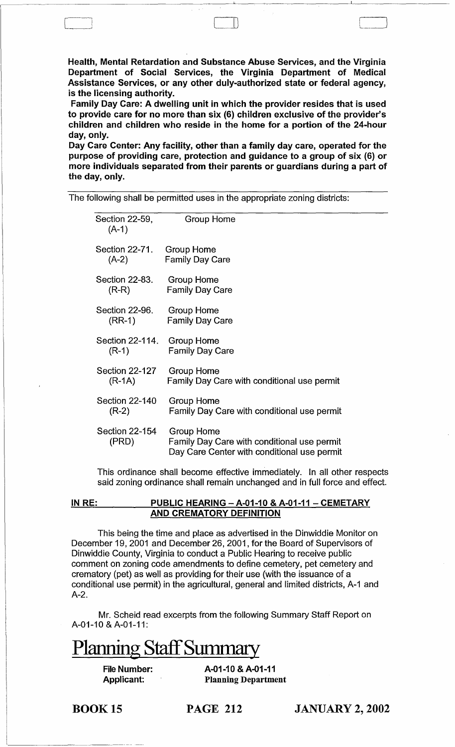**Health, Mental Retardation and Substance Abuse Services, and the Virginia Department of Social Services, the Virginia Department of Medical Assistance Services, or any other duly-authorized state or federal agency, is the licensing authority.**

**Family Day Care: A dwelling unit in which the provider resides that is used to provide care for no more than six (6) children exclusive of the provider's children and children who reside in the home for a portion of the 24-hour day, only.**

**Day Care Center: Any facility, other than a family day care, operated for the purpose of providing care, protection and guidance to a group of six (6) or more individuals separated from their parents or guardians during a part of the day, only.**

The following shall be permitted uses in the appropriate zoning districts:

| Section | Uses |
|---|---|
| Section 22-59, (A-1) | Group Home |
| Section 22-71. (A-2) | Group Home<br>Family Day Care |
| Section 22-83. (R-R) | Group Home<br>Family Day Care |
| Section 22-96. (RR-1) | Group Home<br>Family Day Care |
| Section 22-114. (R-1) | Group Home<br>Family Day Care |
| Section 22-127 (R-1A) | Group Home<br>Family Day Care with conditional use permit |
| Section 22-140 (R-2) | Group Home<br>Family Day Care with conditional use permit |
| Section 22-154 (PRD) | Group Home<br>Family Day Care with conditional use permit<br>Day Care Center with conditional use permit |

This ordinance shall become effective immediately. In all other respects said zoning ordinance shall remain unchanged and in full force and effect.

**IN RE: PUBLIC HEARING – A-01-10 & A-01-11 – CEMETARY AND CREMATORY DEFINITION**

This being the time and place as advertised in the Dinwiddie Monitor on December 19, 2001 and December 26, 2001, for the Board of Supervisors of Dinwiddie County, Virginia to conduct a Public Hearing to receive public comment on zoning code amendments to define cemetery, pet cemetery and crematory (pet) as well as providing for their use (with the issuance of a conditional use permit) in the agricultural, general and limited districts, A-1 and A-2.

Mr. Scheid read excerpts from the following Summary Staff Report on A-01-10 & A-01-11:

# Planning Staff Summary

**File Number:** A-01-10 & A-01-11
**Applicant:** Planning Department

**BOOK 15 PAGE 212 JANUARY 2, 2002**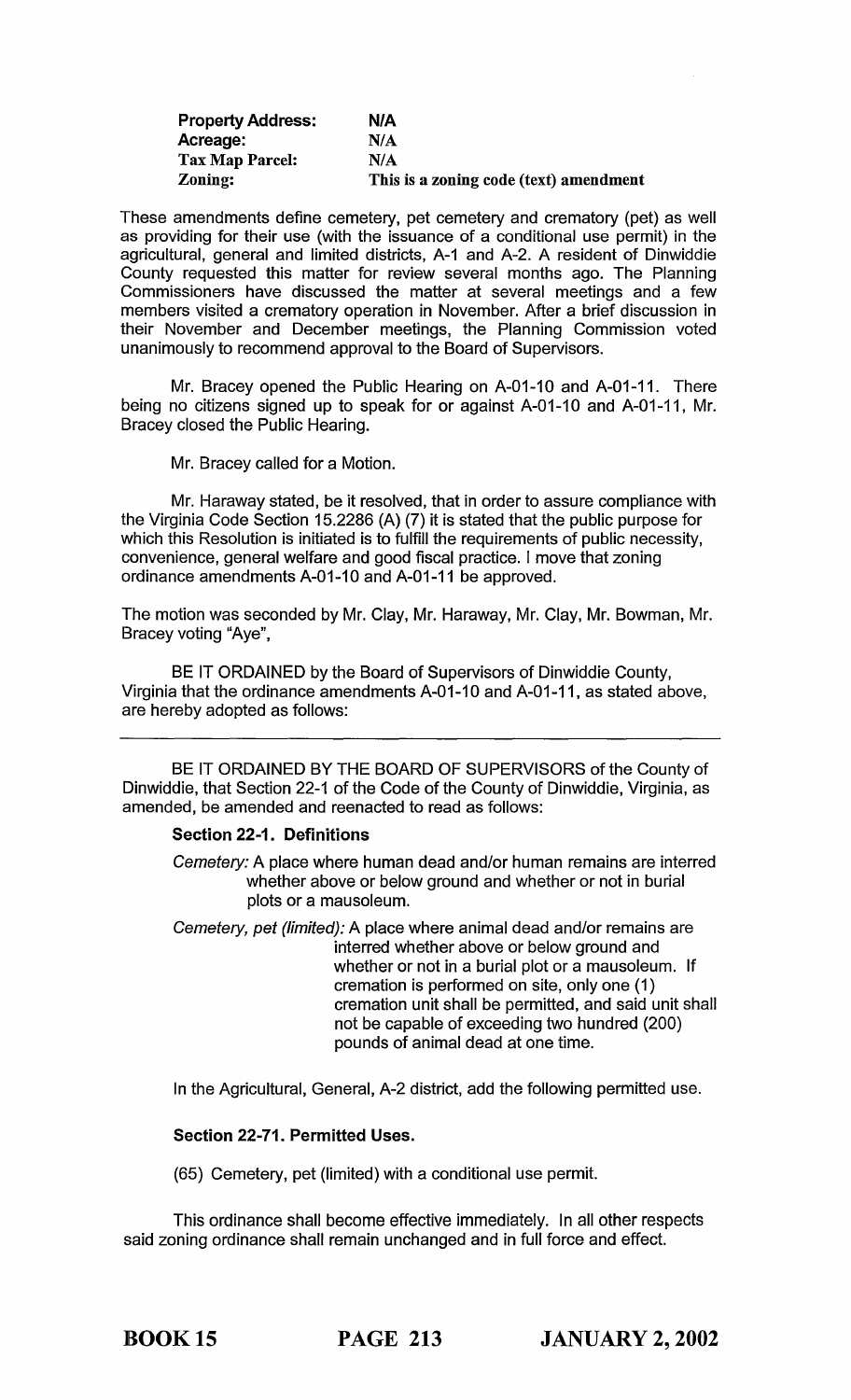| | |
|---|---|
| **Property Address:** | **N/A** |
| **Acreage:** | **N/A** |
| **Tax Map Parcel:** | **N/A** |
| **Zoning:** | **This is a zoning code (text) amendment** |

These amendments define cemetery, pet cemetery and crematory (pet) as well as providing for their use (with the issuance of a conditional use permit) in the agricultural, general and limited districts, A-1 and A-2. A resident of Dinwiddie County requested this matter for review several months ago. The Planning Commissioners have discussed the matter at several meetings and a few members visited a crematory operation in November. After a brief discussion in their November and December meetings, the Planning Commission voted unanimously to recommend approval to the Board of Supervisors.

Mr. Bracey opened the Public Hearing on A-01-10 and A-01-11. There being no citizens signed up to speak for or against A-01-10 and A-01-11, Mr. Bracey closed the Public Hearing.

Mr. Bracey called for a Motion.

Mr. Haraway stated, be it resolved, that in order to assure compliance with the Virginia Code Section 15.2286 (A) (7) it is stated that the public purpose for which this Resolution is initiated is to fulfill the requirements of public necessity, convenience, general welfare and good fiscal practice. I move that zoning ordinance amendments A-01-10 and A-01-11 be approved.

The motion was seconded by Mr. Clay, Mr. Haraway, Mr. Clay, Mr. Bowman, Mr. Bracey voting "Aye",

BE IT ORDAINED by the Board of Supervisors of Dinwiddie County, Virginia that the ordinance amendments A-01-10 and A-01-11, as stated above, are hereby adopted as follows:

---

BE IT ORDAINED BY THE BOARD OF SUPERVISORS of the County of Dinwiddie, that Section 22-1 of the Code of the County of Dinwiddie, Virginia, as amended, be amended and reenacted to read as follows:

**Section 22-1. Definitions**

*Cemetery:* A place where human dead and/or human remains are interred whether above or below ground and whether or not in burial plots or a mausoleum.

*Cemetery, pet (limited):* A place where animal dead and/or remains are interred whether above or below ground and whether or not in a burial plot or a mausoleum. If cremation is performed on site, only one (1) cremation unit shall be permitted, and said unit shall not be capable of exceeding two hundred (200) pounds of animal dead at one time.

In the Agricultural, General, A-2 district, add the following permitted use.

**Section 22-71. Permitted Uses.**

(65) Cemetery, pet (limited) with a conditional use permit.

This ordinance shall become effective immediately. In all other respects said zoning ordinance shall remain unchanged and in full force and effect.

**BOOK 15 PAGE 213 JANUARY 2, 2002**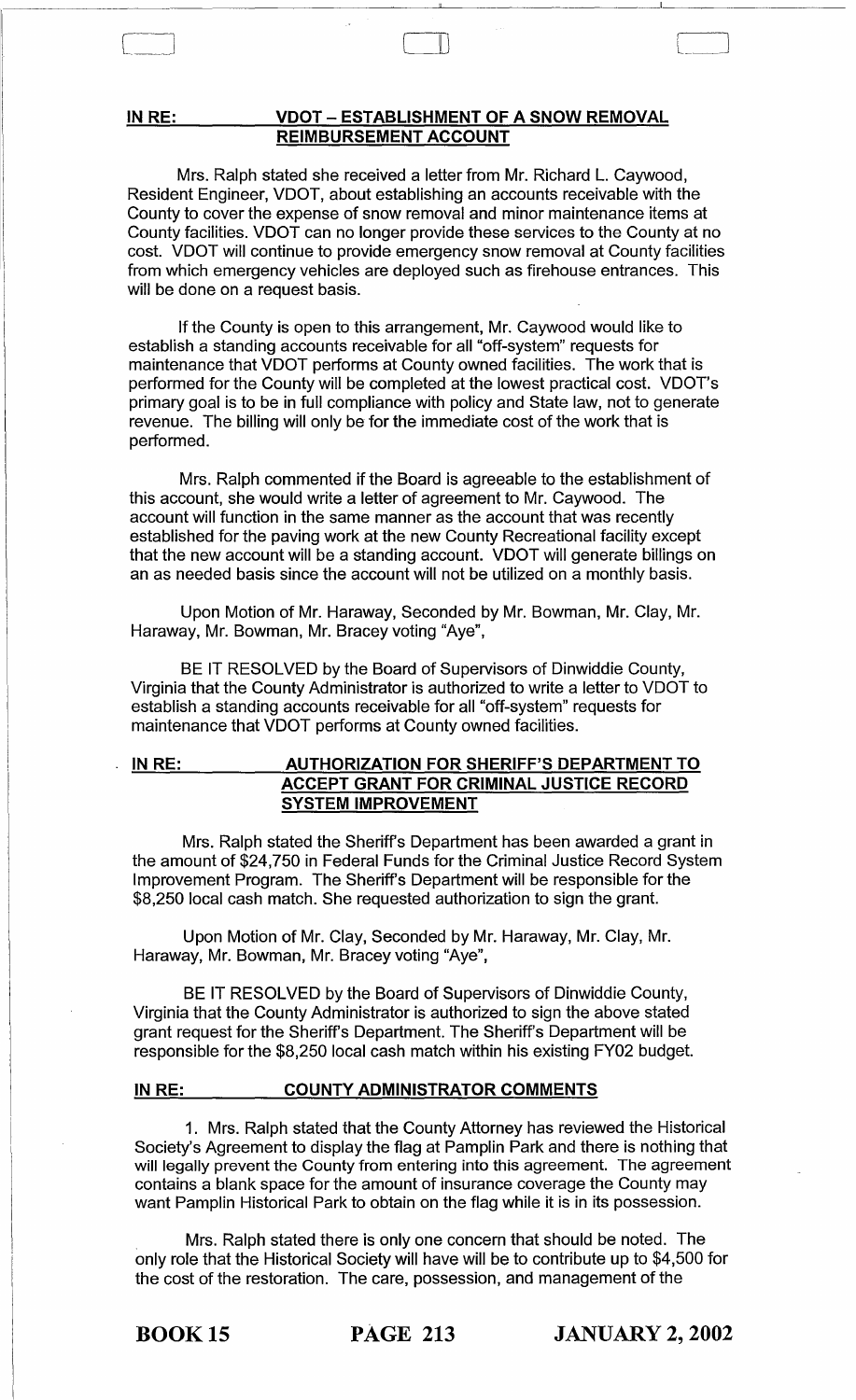**IN RE: VDOT – ESTABLISHMENT OF A SNOW REMOVAL REIMBURSEMENT ACCOUNT**

Mrs. Ralph stated she received a letter from Mr. Richard L. Caywood, Resident Engineer, VDOT, about establishing an accounts receivable with the County to cover the expense of snow removal and minor maintenance items at County facilities. VDOT can no longer provide these services to the County at no cost. VDOT will continue to provide emergency snow removal at County facilities from which emergency vehicles are deployed such as firehouse entrances. This will be done on a request basis.

If the County is open to this arrangement, Mr. Caywood would like to establish a standing accounts receivable for all "off-system" requests for maintenance that VDOT performs at County owned facilities. The work that is performed for the County will be completed at the lowest practical cost. VDOT's primary goal is to be in full compliance with policy and State law, not to generate revenue. The billing will only be for the immediate cost of the work that is performed.

Mrs. Ralph commented if the Board is agreeable to the establishment of this account, she would write a letter of agreement to Mr. Caywood. The account will function in the same manner as the account that was recently established for the paving work at the new County Recreational facility except that the new account will be a standing account. VDOT will generate billings on an as needed basis since the account will not be utilized on a monthly basis.

Upon Motion of Mr. Haraway, Seconded by Mr. Bowman, Mr. Clay, Mr. Haraway, Mr. Bowman, Mr. Bracey voting "Aye",

BE IT RESOLVED by the Board of Supervisors of Dinwiddie County, Virginia that the County Administrator is authorized to write a letter to VDOT to establish a standing accounts receivable for all "off-system" requests for maintenance that VDOT performs at County owned facilities.

**IN RE: AUTHORIZATION FOR SHERIFF'S DEPARTMENT TO ACCEPT GRANT FOR CRIMINAL JUSTICE RECORD SYSTEM IMPROVEMENT**

Mrs. Ralph stated the Sheriff's Department has been awarded a grant in the amount of $24,750 in Federal Funds for the Criminal Justice Record System Improvement Program. The Sheriff's Department will be responsible for the $8,250 local cash match. She requested authorization to sign the grant.

Upon Motion of Mr. Clay, Seconded by Mr. Haraway, Mr. Clay, Mr. Haraway, Mr. Bowman, Mr. Bracey voting "Aye",

BE IT RESOLVED by the Board of Supervisors of Dinwiddie County, Virginia that the County Administrator is authorized to sign the above stated grant request for the Sheriff's Department. The Sheriff's Department will be responsible for the $8,250 local cash match within his existing FY02 budget.

**IN RE: COUNTY ADMINISTRATOR COMMENTS**

1. Mrs. Ralph stated that the County Attorney has reviewed the Historical Society's Agreement to display the flag at Pamplin Park and there is nothing that will legally prevent the County from entering into this agreement. The agreement contains a blank space for the amount of insurance coverage the County may want Pamplin Historical Park to obtain on the flag while it is in its possession.

Mrs. Ralph stated there is only one concern that should be noted. The only role that the Historical Society will have will be to contribute up to $4,500 for the cost of the restoration. The care, possession, and management of the

BOOK 15 PAGE 213 JANUARY 2, 2002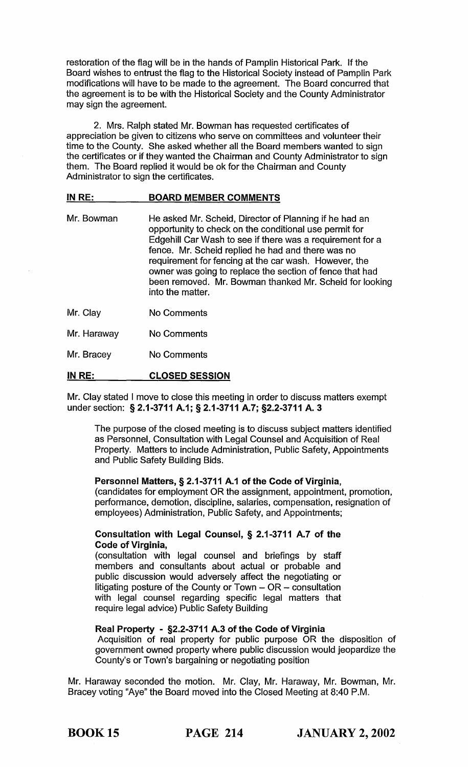restoration of the flag will be in the hands of Pamplin Historical Park. If the Board wishes to entrust the flag to the Historical Society instead of Pamplin Park modifications will have to be made to the agreement. The Board concurred that the agreement is to be with the Historical Society and the County Administrator may sign the agreement.

2. Mrs. Ralph stated Mr. Bowman has requested certificates of appreciation be given to citizens who serve on committees and volunteer their time to the County. She asked whether all the Board members wanted to sign the certificates or if they wanted the Chairman and County Administrator to sign them. The Board replied it would be ok for the Chairman and County Administrator to sign the certificates.

**IN RE: BOARD MEMBER COMMENTS**

Mr. Bowman — He asked Mr. Scheid, Director of Planning if he had an opportunity to check on the conditional use permit for Edgehill Car Wash to see if there was a requirement for a fence. Mr. Scheid replied he had and there was no requirement for fencing at the car wash. However, the owner was going to replace the section of fence that had been removed. Mr. Bowman thanked Mr. Scheid for looking into the matter.

Mr. Clay — No Comments

Mr. Haraway — No Comments

Mr. Bracey — No Comments

**IN RE: CLOSED SESSION**

Mr. Clay stated I move to close this meeting in order to discuss matters exempt under section: **§ 2.1-3711 A.1; § 2.1-3711 A.7; §2.2-3711 A. 3**

The purpose of the closed meeting is to discuss subject matters identified as Personnel, Consultation with Legal Counsel and Acquisition of Real Property. Matters to include Administration, Public Safety, Appointments and Public Safety Building Bids.

**Personnel Matters, § 2.1-3711 A.1 of the Code of Virginia,**
(candidates for employment OR the assignment, appointment, promotion, performance, demotion, discipline, salaries, compensation, resignation of employees) Administration, Public Safety, and Appointments;

**Consultation with Legal Counsel, § 2.1-3711 A.7 of the Code of Virginia,**
(consultation with legal counsel and briefings by staff members and consultants about actual or probable and public discussion would adversely affect the negotiating or litigating posture of the County or Town – OR – consultation with legal counsel regarding specific legal matters that require legal advice) Public Safety Building

**Real Property - §2.2-3711 A.3 of the Code of Virginia**
Acquisition of real property for public purpose OR the disposition of government owned property where public discussion would jeopardize the County's or Town's bargaining or negotiating position

Mr. Haraway seconded the motion. Mr. Clay, Mr. Haraway, Mr. Bowman, Mr. Bracey voting "Aye" the Board moved into the Closed Meeting at 8:40 P.M.

**BOOK 15 PAGE 214 JANUARY 2, 2002**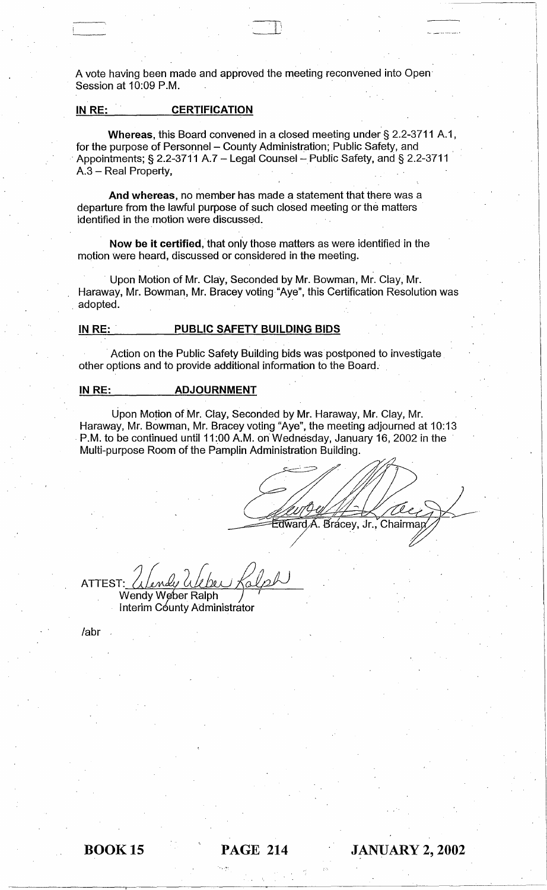A vote having been made and approved the meeting reconvened into Open Session at 10:09 P.M.

**IN RE: CERTIFICATION**

**Whereas**, this Board convened in a closed meeting under § 2.2-3711 A.1, for the purpose of Personnel – County Administration; Public Safety, and Appointments; § 2.2-3711 A.7 – Legal Counsel – Public Safety, and § 2.2-3711 A.3 – Real Property,

**And whereas**, no member has made a statement that there was a departure from the lawful purpose of such closed meeting or the matters identified in the motion were discussed.

**Now be it certified**, that only those matters as were identified in the motion were heard, discussed or considered in the meeting.

Upon Motion of Mr. Clay, Seconded by Mr. Bowman, Mr. Clay, Mr. Haraway, Mr. Bowman, Mr. Bracey voting "Aye", this Certification Resolution was adopted.

**IN RE: PUBLIC SAFETY BUILDING BIDS**

Action on the Public Safety Building bids was postponed to investigate other options and to provide additional information to the Board.

**IN RE: ADJOURNMENT**

Upon Motion of Mr. Clay, Seconded by Mr. Haraway, Mr. Clay, Mr. Haraway, Mr. Bowman, Mr. Bracey voting "Aye", the meeting adjourned at 10:13 P.M. to be continued until 11:00 A.M. on Wednesday, January 16, 2002 in the Multi-purpose Room of the Pamplin Administration Building.

Edward A. Bracey, Jr., Chairman

ATTEST: Wendy Weber Ralph
Wendy Weber Ralph
Interim County Administrator

/abr

BOOK 15 PAGE 214 JANUARY 2, 2002